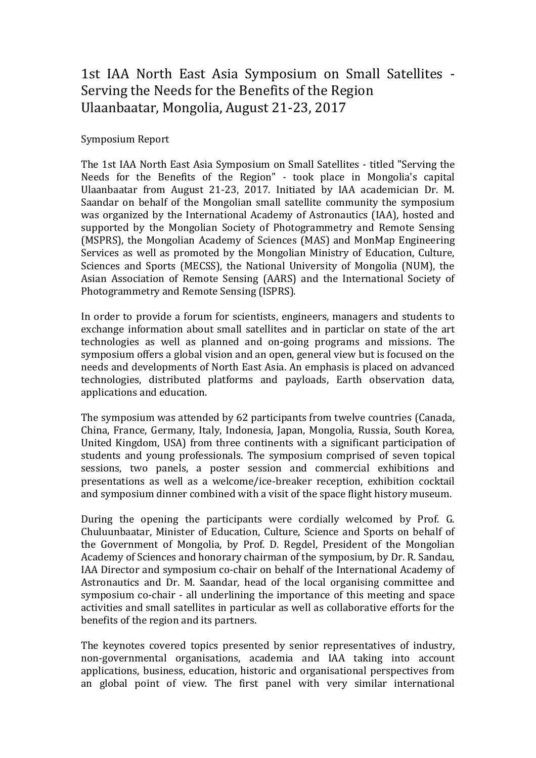# 1st IAA North East Asia Symposium on Small Satellites - Serving the Needs for the Benefits of the Region
# Ulaanbaatar, Mongolia, August 21-23, 2017

Symposium Report

The 1st IAA North East Asia Symposium on Small Satellites - titled "Serving the Needs for the Benefits of the Region" - took place in Mongolia's capital Ulaanbaatar from August 21-23, 2017. Initiated by IAA academician Dr. M. Saandar on behalf of the Mongolian small satellite community the symposium was organized by the International Academy of Astronautics (IAA), hosted and supported by the Mongolian Society of Photogrammetry and Remote Sensing (MSPRS), the Mongolian Academy of Sciences (MAS) and MonMap Engineering Services as well as promoted by the Mongolian Ministry of Education, Culture, Sciences and Sports (MECSS), the National University of Mongolia (NUM), the Asian Association of Remote Sensing (AARS) and the International Society of Photogrammetry and Remote Sensing (ISPRS).

In order to provide a forum for scientists, engineers, managers and students to exchange information about small satellites and in particlar on state of the art technologies as well as planned and on-going programs and missions. The symposium offers a global vision and an open, general view but is focused on the needs and developments of North East Asia. An emphasis is placed on advanced technologies, distributed platforms and payloads, Earth observation data, applications and education.

The symposium was attended by 62 participants from twelve countries (Canada, China, France, Germany, Italy, Indonesia, Japan, Mongolia, Russia, South Korea, United Kingdom, USA) from three continents with a significant participation of students and young professionals. The symposium comprised of seven topical sessions, two panels, a poster session and commercial exhibitions and presentations as well as a welcome/ice-breaker reception, exhibition cocktail and symposium dinner combined with a visit of the space flight history museum.

During the opening the participants were cordially welcomed by Prof. G. Chuluunbaatar, Minister of Education, Culture, Science and Sports on behalf of the Government of Mongolia, by Prof. D. Regdel, President of the Mongolian Academy of Sciences and honorary chairman of the symposium, by Dr. R. Sandau, IAA Director and symposium co-chair on behalf of the International Academy of Astronautics and Dr. M. Saandar, head of the local organising committee and symposium co-chair - all underlining the importance of this meeting and space activities and small satellites in particular as well as collaborative efforts for the benefits of the region and its partners.

The keynotes covered topics presented by senior representatives of industry, non-governmental organisations, academia and IAA taking into account applications, business, education, historic and organisational perspectives from an global point of view. The first panel with very similar international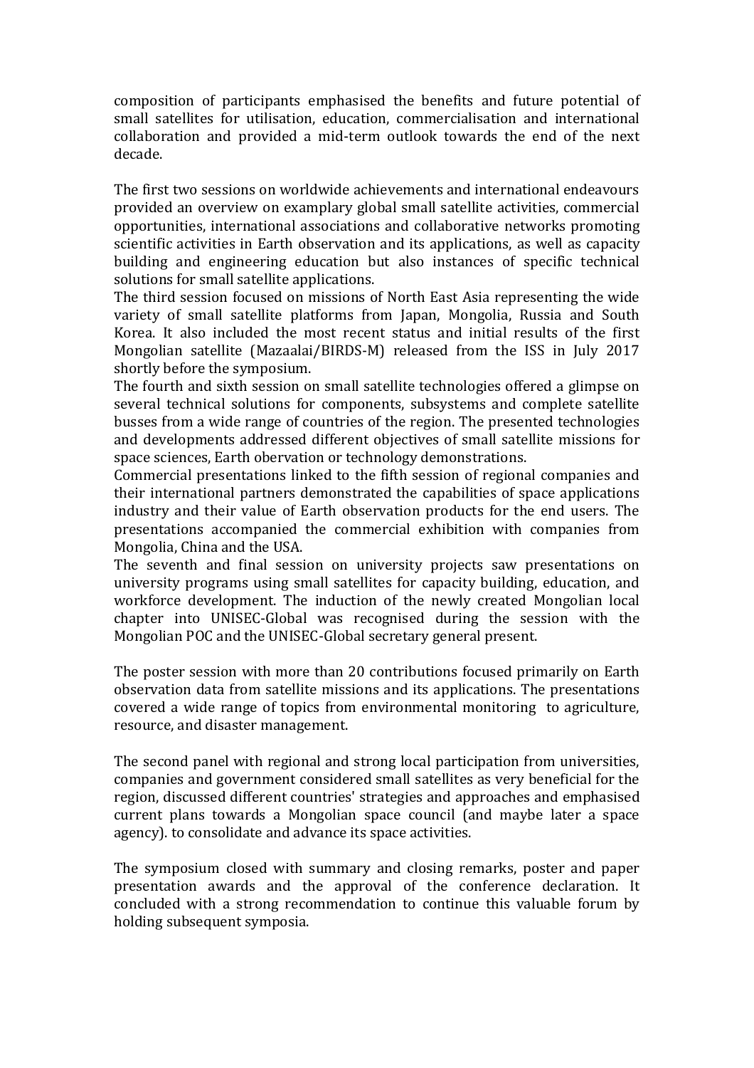composition of participants emphasised the benefits and future potential of small satellites for utilisation, education, commercialisation and international collaboration and provided a mid-term outlook towards the end of the next decade.

The first two sessions on worldwide achievements and international endeavours provided an overview on examplary global small satellite activities, commercial opportunities, international associations and collaborative networks promoting scientific activities in Earth observation and its applications, as well as capacity building and engineering education but also instances of specific technical solutions for small satellite applications.

The third session focused on missions of North East Asia representing the wide variety of small satellite platforms from Japan, Mongolia, Russia and South Korea. It also included the most recent status and initial results of the first Mongolian satellite (Mazaalai/BIRDS-M) released from the ISS in July 2017 shortly before the symposium.

The fourth and sixth session on small satellite technologies offered a glimpse on several technical solutions for components, subsystems and complete satellite busses from a wide range of countries of the region. The presented technologies and developments addressed different objectives of small satellite missions for space sciences, Earth obervation or technology demonstrations.

Commercial presentations linked to the fifth session of regional companies and their international partners demonstrated the capabilities of space applications industry and their value of Earth observation products for the end users. The presentations accompanied the commercial exhibition with companies from Mongolia, China and the USA.

The seventh and final session on university projects saw presentations on university programs using small satellites for capacity building, education, and workforce development. The induction of the newly created Mongolian local chapter into UNISEC-Global was recognised during the session with the Mongolian POC and the UNISEC-Global secretary general present.

The poster session with more than 20 contributions focused primarily on Earth observation data from satellite missions and its applications. The presentations covered a wide range of topics from environmental monitoring to agriculture, resource, and disaster management.

The second panel with regional and strong local participation from universities, companies and government considered small satellites as very beneficial for the region, discussed different countries' strategies and approaches and emphasised current plans towards a Mongolian space council (and maybe later a space agency). to consolidate and advance its space activities.

The symposium closed with summary and closing remarks, poster and paper presentation awards and the approval of the conference declaration. It concluded with a strong recommendation to continue this valuable forum by holding subsequent symposia.